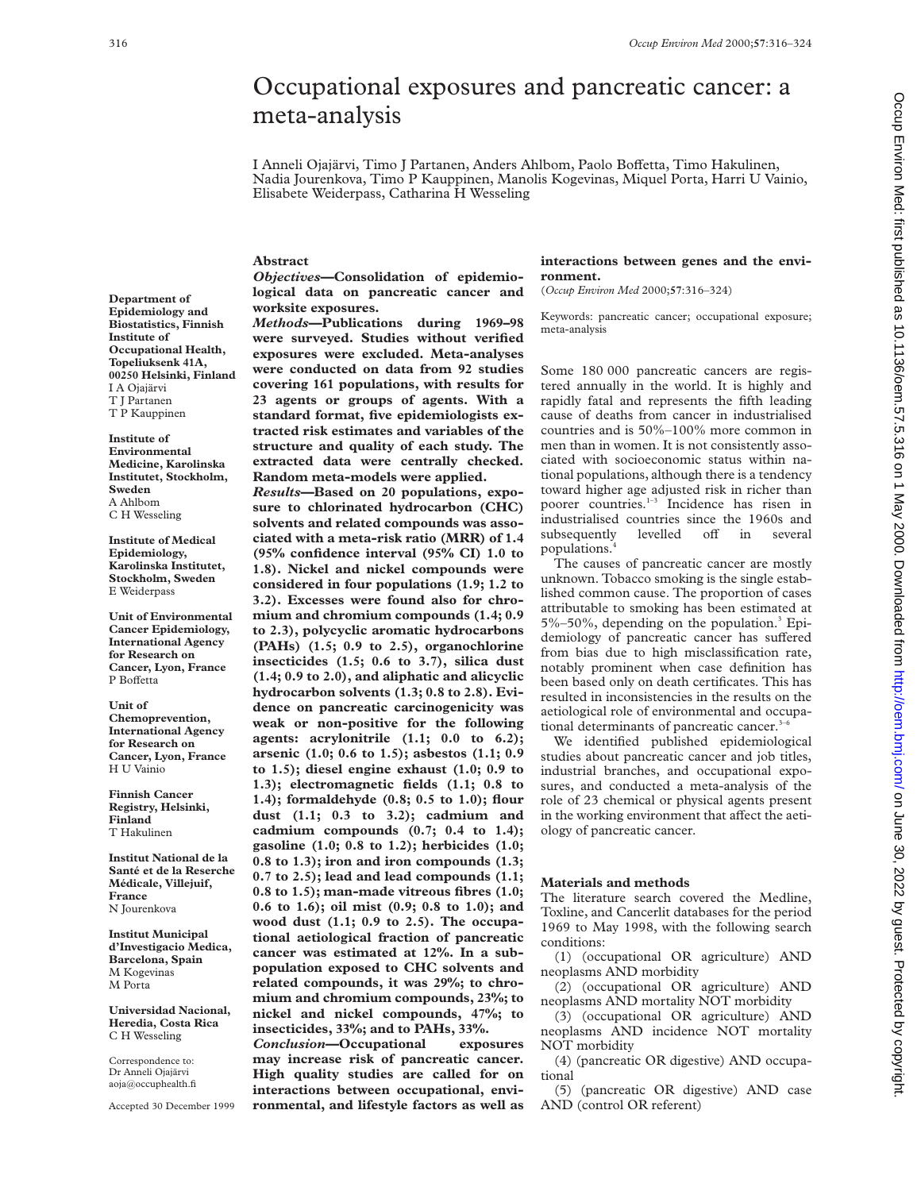# Occupational exposures and pancreatic cancer: a meta-analysis

I Anneli Ojajärvi, Timo J Partanen, Anders Ahlbom, Paolo Boffetta, Timo Hakulinen, Nadia Jourenkova, Timo P Kauppinen, Manolis Kogevinas, Miquel Porta, Harri U Vainio, Elisabete Weiderpass, Catharina H Wesseling

Department of Epidemiology and Biostatistics, Finnish Institute of Occupational Health, Topeliuksenk 41A, 00250 Helsinki, Finland
I A Ojajärvi
T J Partanen
T P Kauppinen

Institute of Environmental Medicine, Karolinska Institutet, Stockholm, Sweden
A Ahlbom
C H Wesseling

Institute of Medical Epidemiology, Karolinska Institutet, Stockholm, Sweden
E Weiderpass

Unit of Environmental Cancer Epidemiology, International Agency for Research on Cancer, Lyon, France
P Boffetta

Unit of Chemoprevention, International Agency for Research on Cancer, Lyon, France
H U Vainio

Finnish Cancer Registry, Helsinki, Finland
T Hakulinen

Institut National de la Santé et de la Reserche Médicale, Villejuif, France
N Jourenkova

Institut Municipal d'Investigacio Medica, Barcelona, Spain
M Kogevinas
M Porta

Universidad Nacional, Heredia, Costa Rica
C H Wesseling

Correspondence to: Dr Anneli Ojajärvi aoja@occuphealth.fi

Accepted 30 December 1999

## Abstract

***Objectives*—Consolidation of epidemiological data on pancreatic cancer and worksite exposures.**

***Methods*—Publications during 1969–98 were surveyed. Studies without verified exposures were excluded. Meta-analyses were conducted on data from 92 studies covering 161 populations, with results for 23 agents or groups of agents. With a standard format, five epidemiologists extracted risk estimates and variables of the structure and quality of each study. The extracted data were centrally checked. Random meta-models were applied.**

***Results*—Based on 20 populations, exposure to chlorinated hydrocarbon (CHC) solvents and related compounds was associated with a meta-risk ratio (MRR) of 1.4 (95% confidence interval (95% CI) 1.0 to 1.8). Nickel and nickel compounds were considered in four populations (1.9; 1.2 to 3.2). Excesses were found also for chromium and chromium compounds (1.4; 0.9 to 2.3), polycyclic aromatic hydrocarbons (PAHs) (1.5; 0.9 to 2.5), organochlorine insecticides (1.5; 0.6 to 3.7), silica dust (1.4; 0.9 to 2.0), and aliphatic and alicyclic hydrocarbon solvents (1.3; 0.8 to 2.8). Evidence on pancreatic carcinogenicity was weak or non-positive for the following agents: acrylonitrile (1.1; 0.0 to 6.2); arsenic (1.0; 0.6 to 1.5); asbestos (1.1; 0.9 to 1.5); diesel engine exhaust (1.0; 0.9 to 1.3); electromagnetic fields (1.1; 0.8 to 1.4); formaldehyde (0.8; 0.5 to 1.0); flour dust (1.1; 0.3 to 3.2); cadmium and cadmium compounds (0.7; 0.4 to 1.4); gasoline (1.0; 0.8 to 1.2); herbicides (1.0; 0.8 to 1.3); iron and iron compounds (1.3; 0.7 to 2.5); lead and lead compounds (1.1; 0.8 to 1.5); man-made vitreous fibres (1.0; 0.6 to 1.6); oil mist (0.9; 0.8 to 1.0); and wood dust (1.1; 0.9 to 2.5). The occupational aetiological fraction of pancreatic cancer was estimated at 12%. In a subpopulation exposed to CHC solvents and related compounds, it was 29%; to chromium and chromium compounds, 23%; to nickel and nickel compounds, 47%; to insecticides, 33%; and to PAHs, 33%.**

***Conclusion*—Occupational exposures may increase risk of pancreatic cancer. High quality studies are called for on interactions between occupational, environmental, and lifestyle factors as well as interactions between genes and the environment.**

(*Occup Environ Med* 2000;**57**:316–324)

Keywords: pancreatic cancer; occupational exposure; meta-analysis

Some 180 000 pancreatic cancers are registered annually in the world. It is highly and rapidly fatal and represents the fifth leading cause of deaths from cancer in industrialised countries and is 50%–100% more common in men than in women. It is not consistently associated with socioeconomic status within national populations, although there is a tendency toward higher age adjusted risk in richer than poorer countries.[1–3] Incidence has risen in industrialised countries since the 1960s and subsequently levelled off in several populations.[4]

The causes of pancreatic cancer are mostly unknown. Tobacco smoking is the single established common cause. The proportion of cases attributable to smoking has been estimated at 5%–50%, depending on the population.[3] Epidemiology of pancreatic cancer has suffered from bias due to high misclassification rate, notably prominent when case definition has been based only on death certificates. This has resulted in inconsistencies in the results on the aetiological role of environmental and occupational determinants of pancreatic cancer.[3–6]

We identified published epidemiological studies about pancreatic cancer and job titles, industrial branches, and occupational exposures, and conducted a meta-analysis of the role of 23 chemical or physical agents present in the working environment that affect the aetiology of pancreatic cancer.

## Materials and methods

The literature search covered the Medline, Toxline, and Cancerlit databases for the period 1969 to May 1998, with the following search conditions:

(1) (occupational OR agriculture) AND neoplasms AND morbidity

(2) (occupational OR agriculture) AND neoplasms AND mortality NOT morbidity

(3) (occupational OR agriculture) AND neoplasms AND incidence NOT mortality NOT morbidity

(4) (pancreatic OR digestive) AND occupational

(5) (pancreatic OR digestive) AND case AND (control OR referent)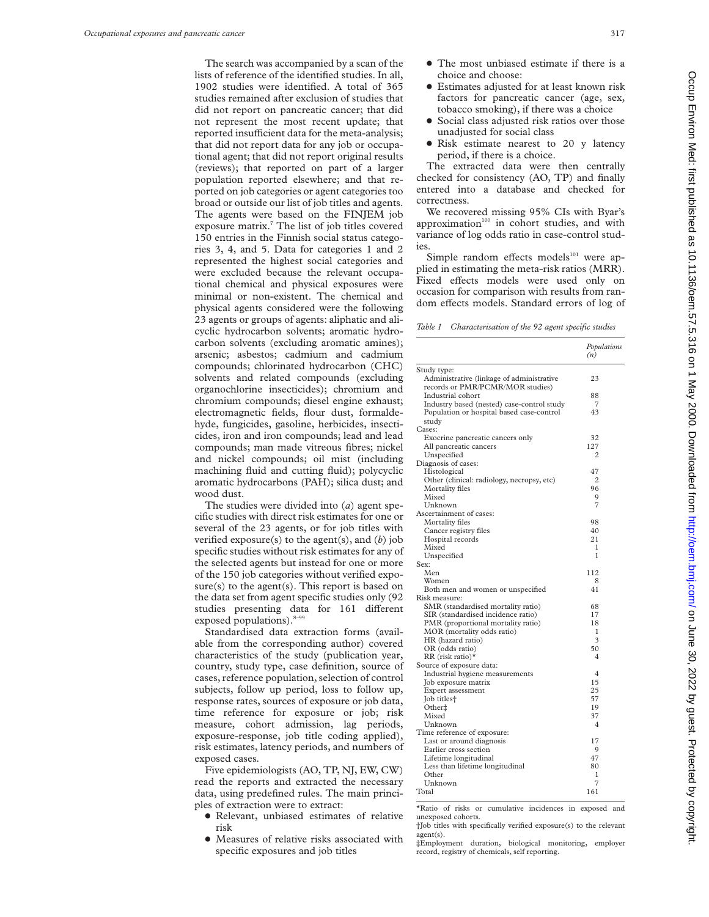The search was accompanied by a scan of the lists of reference of the identified studies. In all, 1902 studies were identified. A total of 365 studies remained after exclusion of studies that did not report on pancreatic cancer; that did not represent the most recent update; that reported insufficient data for the meta-analysis; that did not report data for any job or occupational agent; that did not report original results (reviews); that reported on part of a larger population reported elsewhere; and that reported on job categories or agent categories too broad or outside our list of job titles and agents. The agents were based on the FINJEM job exposure matrix.[7] The list of job titles covered 150 entries in the Finnish social status categories 3, 4, and 5. Data for categories 1 and 2 represented the highest social categories and were excluded because the relevant occupational chemical and physical exposures were minimal or non-existent. The chemical and physical agents considered were the following 23 agents or groups of agents: aliphatic and alicyclic hydrocarbon solvents; aromatic hydrocarbon solvents (excluding aromatic amines); arsenic; asbestos; cadmium and cadmium compounds; chlorinated hydrocarbon (CHC) solvents and related compounds (excluding organochlorine insecticides); chromium and chromium compounds; diesel engine exhaust; electromagnetic fields, flour dust, formaldehyde, fungicides, gasoline, herbicides, insecticides, iron and iron compounds; lead and lead compounds; man made vitreous fibres; nickel and nickel compounds; oil mist (including machining fluid and cutting fluid); polycyclic aromatic hydrocarbons (PAH); silica dust; and wood dust.

The studies were divided into (*a*) agent specific studies with direct risk estimates for one or several of the 23 agents, or for job titles with verified exposure(s) to the agent(s), and (*b*) job specific studies without risk estimates for any of the selected agents but instead for one or more of the 150 job categories without verified exposure(s) to the agent(s). This report is based on the data set from agent specific studies only (92 studies presenting data for 161 different exposed populations).[8–99]

Standardised data extraction forms (available from the corresponding author) covered characteristics of the study (publication year, country, study type, case definition, source of cases, reference population, selection of control subjects, follow up period, loss to follow up, response rates, sources of exposure or job data, time reference for exposure or job; risk measure, cohort admission, lag periods, exposure-response, job title coding applied), risk estimates, latency periods, and numbers of exposed cases.

Five epidemiologists (AO, TP, NJ, EW, CW) read the reports and extracted the necessary data, using predefined rules. The main principles of extraction were to extract:

- Relevant, unbiased estimates of relative risk
- Measures of relative risks associated with specific exposures and job titles
- The most unbiased estimate if there is a choice and choose:
- Estimates adjusted for at least known risk factors for pancreatic cancer (age, sex, tobacco smoking), if there was a choice
- Social class adjusted risk ratios over those unadjusted for social class
- Risk estimate nearest to 20 y latency period, if there is a choice.

The extracted data were then centrally checked for consistency (AO, TP) and finally entered into a database and checked for correctness.

We recovered missing 95% CIs with Byar's approximation[100] in cohort studies, and with variance of log odds ratio in case-control studies.

Simple random effects models[101] were applied in estimating the meta-risk ratios (MRR). Fixed effects models were used only on occasion for comparison with results from random effects models. Standard errors of log of

*Table 1 Characterisation of the 92 agent specific studies*

| | Populations (n) |
|---|---|
| Study type: | |
| Administrative (linkage of administrative records or PMR/PCMR/MOR studies) | 23 |
| Industrial cohort | 88 |
| Industry based (nested) case-control study | 7 |
| Population or hospital based case-control study | 43 |
| Cases: | |
| Exocrine pancreatic cancers only | 32 |
| All pancreatic cancers | 127 |
| Unspecified | 2 |
| Diagnosis of cases: | |
| Histological | 47 |
| Other (clinical: radiology, necropsy, etc) | 2 |
| Mortality files | 96 |
| Mixed | 9 |
| Unknown | 7 |
| Ascertainment of cases: | |
| Mortality files | 98 |
| Cancer registry files | 40 |
| Hospital records | 21 |
| Mixed | 1 |
| Unspecified | 1 |
| Sex: | |
| Men | 112 |
| Women | 8 |
| Both men and women or unspecified | 41 |
| Risk measure: | |
| SMR (standardised mortality ratio) | 68 |
| SIR (standardised incidence ratio) | 17 |
| PMR (proportional mortality ratio) | 18 |
| MOR (mortality odds ratio) | 1 |
| HR (hazard ratio) | 3 |
| OR (odds ratio) | 50 |
| RR (risk ratio)* | 4 |
| Source of exposure data: | |
| Industrial hygiene measurements | 4 |
| Job exposure matrix | 15 |
| Expert assessment | 25 |
| Job titles† | 57 |
| Other‡ | 19 |
| Mixed | 37 |
| Unknown | 4 |
| Time reference of exposure: | |
| Last or around diagnosis | 17 |
| Earlier cross section | 9 |
| Lifetime longitudinal | 47 |
| Less than lifetime longitudinal | 80 |
| Other | 1 |
| Unknown | 7 |
| Total | 161 |

*Ratio of risks or cumulative incidences in exposed and unexposed cohorts.
†Job titles with specifically verified exposure(s) to the relevant agent(s).
‡Employment duration, biological monitoring, employer record, registry of chemicals, self reporting.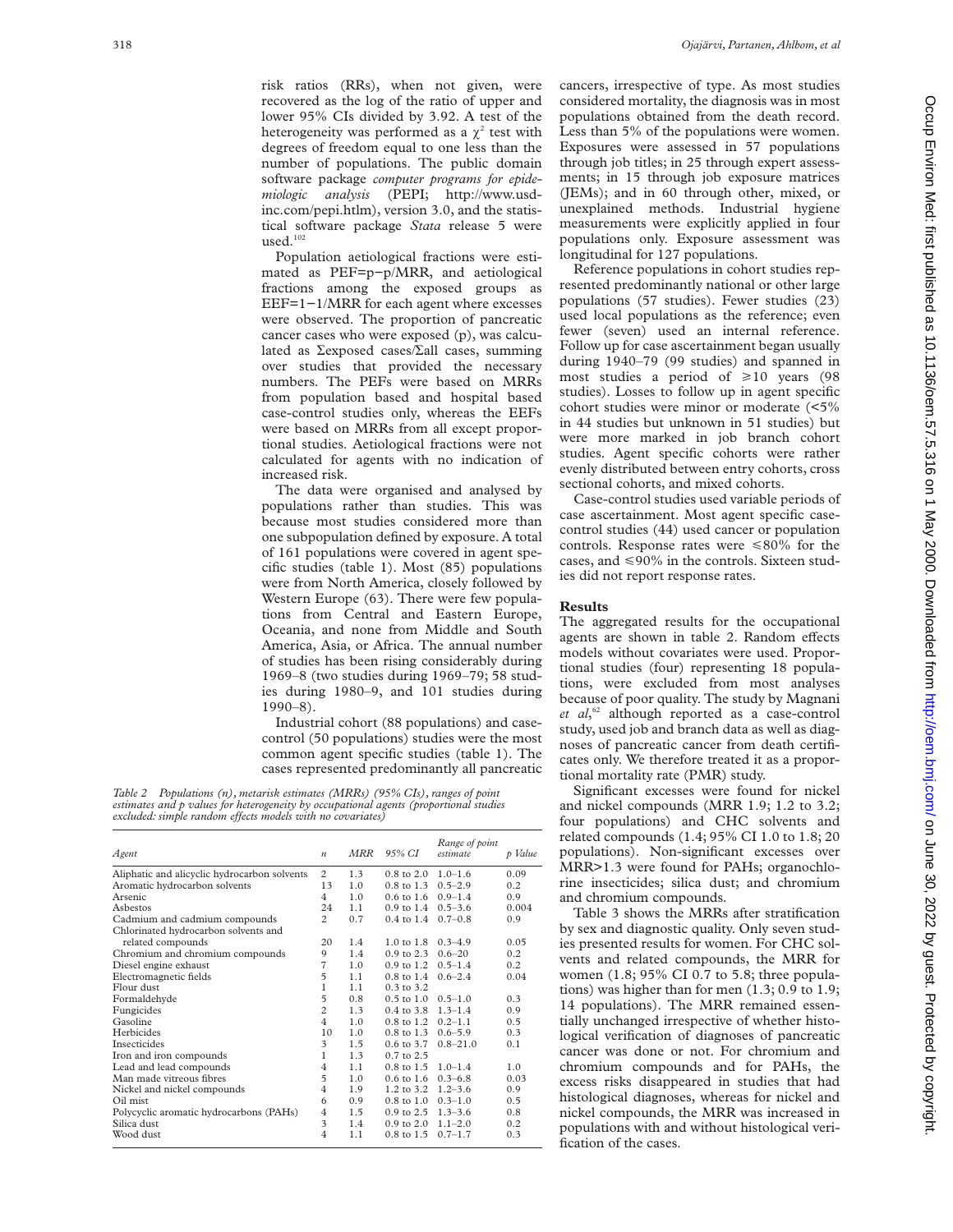risk ratios (RRs), when not given, were recovered as the log of the ratio of upper and lower 95% CIs divided by 3.92. A test of the heterogeneity was performed as a $\chi^2$ test with degrees of freedom equal to one less than the number of populations. The public domain software package *computer programs for epidemiologic analysis* (PEPI; http://www.usd-inc.com/pepi.htlm), version 3.0, and the statistical software package *Stata* release 5 were used.[102]

Population aetiological fractions were estimated as PEF=p−p/MRR, and aetiological fractions among the exposed groups as EEF=1−1/MRR for each agent where excesses were observed. The proportion of pancreatic cancer cases who were exposed (p), was calculated as Σexposed cases/Σall cases, summing over studies that provided the necessary numbers. The PEFs were based on MRRs from population based and hospital based case-control studies only, whereas the EEFs were based on MRRs from all except proportional studies. Aetiological fractions were not calculated for agents with no indication of increased risk.

The data were organised and analysed by populations rather than studies. This was because most studies considered more than one subpopulation defined by exposure. A total of 161 populations were covered in agent specific studies (table 1). Most (85) populations were from North America, closely followed by Western Europe (63). There were few populations from Central and Eastern Europe, Oceania, and none from Middle and South America, Asia, or Africa. The annual number of studies has been rising considerably during 1969–8 (two studies during 1969–79; 58 studies during 1980–9, and 101 studies during 1990–8).

Industrial cohort (88 populations) and case-control (50 populations) studies were the most common agent specific studies (table 1). The cases represented predominantly all pancreatic cancers, irrespective of type. As most studies considered mortality, the diagnosis was in most populations obtained from the death record. Less than 5% of the populations were women. Exposures were assessed in 57 populations through job titles; in 25 through expert assessments; in 15 through job exposure matrices (JEMs); and in 60 through other, mixed, or unexplained methods. Industrial hygiene measurements were explicitly applied in four populations only. Exposure assessment was longitudinal for 127 populations.

Reference populations in cohort studies represented predominantly national or other large populations (57 studies). Fewer studies (23) used local populations as the reference; even fewer (seven) used an internal reference. Follow up for case ascertainment began usually during 1940–79 (99 studies) and spanned in most studies a period of ⩾10 years (98 studies). Losses to follow up in agent specific cohort studies were minor or moderate (<5% in 44 studies but unknown in 51 studies) but were more marked in job branch cohort studies. Agent specific cohorts were rather evenly distributed between entry cohorts, cross sectional cohorts, and mixed cohorts.

Case-control studies used variable periods of case ascertainment. Most agent specific case-control studies (44) used cancer or population controls. Response rates were ⩽80% for the cases, and ⩽90% in the controls. Sixteen studies did not report response rates.

*Table 2 Populations (n), metarisk estimates (MRRs) (95% CIs), ranges of point estimates and p values for heterogeneity by occupational agents (proportional studies excluded: simple random effects models with no covariates)*

| Agent | n | MRR | 95% CI | Range of point estimate | p Value |
|---|---|---|---|---|---|
| Aliphatic and alicyclic hydrocarbon solvents | 2 | 1.3 | 0.8 to 2.0 | 1.0–1.6 | 0.09 |
| Aromatic hydrocarbon solvents | 13 | 1.0 | 0.8 to 1.3 | 0.5–2.9 | 0.2 |
| Arsenic | 4 | 1.0 | 0.6 to 1.6 | 0.9–1.4 | 0.9 |
| Asbestos | 24 | 1.1 | 0.9 to 1.4 | 0.5–3.6 | 0.004 |
| Cadmium and cadmium compounds | 2 | 0.7 | 0.4 to 1.4 | 0.7–0.8 | 0.9 |
| Chlorinated hydrocarbon solvents and related compounds | 20 | 1.4 | 1.0 to 1.8 | 0.3–4.9 | 0.05 |
| Chromium and chromium compounds | 9 | 1.4 | 0.9 to 2.3 | 0.6–20 | 0.2 |
| Diesel engine exhaust | 7 | 1.0 | 0.9 to 1.2 | 0.5–1.4 | 0.2 |
| Electromagnetic fields | 5 | 1.1 | 0.8 to 1.4 | 0.6–2.4 | 0.04 |
| Flour dust | 1 | 1.1 | 0.3 to 3.2 | | |
| Formaldehyde | 5 | 0.8 | 0.5 to 1.0 | 0.5–1.0 | 0.3 |
| Fungicides | 2 | 1.3 | 0.4 to 3.8 | 1.3–1.4 | 0.9 |
| Gasoline | 4 | 1.0 | 0.8 to 1.2 | 0.2–1.1 | 0.5 |
| Herbicides | 10 | 1.0 | 0.8 to 1.3 | 0.6–5.9 | 0.3 |
| Insecticides | 3 | 1.5 | 0.6 to 3.7 | 0.8–21.0 | 0.1 |
| Iron and iron compounds | 1 | 1.3 | 0.7 to 2.5 | | |
| Lead and lead compounds | 4 | 1.1 | 0.8 to 1.5 | 1.0–1.4 | 1.0 |
| Man made vitreous fibres | 5 | 1.0 | 0.6 to 1.6 | 0.3–6.8 | 0.03 |
| Nickel and nickel compounds | 4 | 1.9 | 1.2 to 3.2 | 1.2–3.6 | 0.9 |
| Oil mist | 6 | 0.9 | 0.8 to 1.0 | 0.3–1.0 | 0.5 |
| Polycyclic aromatic hydrocarbons (PAHs) | 4 | 1.5 | 0.9 to 2.5 | 1.3–3.6 | 0.8 |
| Silica dust | 3 | 1.4 | 0.9 to 2.0 | 1.1–2.0 | 0.2 |
| Wood dust | 4 | 1.1 | 0.8 to 1.5 | 0.7–1.7 | 0.3 |

## Results

The aggregated results for the occupational agents are shown in table 2. Random effects models without covariates were used. Proportional studies (four) representing 18 populations, were excluded from most analyses because of poor quality. The study by Magnani *et al*,[62] although reported as a case-control study, used job and branch data as well as diagnoses of pancreatic cancer from death certificates only. We therefore treated it as a proportional mortality rate (PMR) study.

Significant excesses were found for nickel and nickel compounds (MRR 1.9; 1.2 to 3.2; four populations) and CHC solvents and related compounds (1.4; 95% CI 1.0 to 1.8; 20 populations). Non-significant excesses over MRR>1.3 were found for PAHs; organochlorine insecticides; silica dust; and chromium and chromium compounds.

Table 3 shows the MRRs after stratification by sex and diagnostic quality. Only seven studies presented results for women. For CHC solvents and related compounds, the MRR for women (1.8; 95% CI 0.7 to 5.8; three populations) was higher than for men (1.3; 0.9 to 1.9; 14 populations). The MRR remained essentially unchanged irrespective of whether histological verification of diagnoses of pancreatic cancer was done or not. For chromium and chromium compounds and for PAHs, the excess risks disappeared in studies that had histological diagnoses, whereas for nickel and nickel compounds, the MRR was increased in populations with and without histological verification of the cases.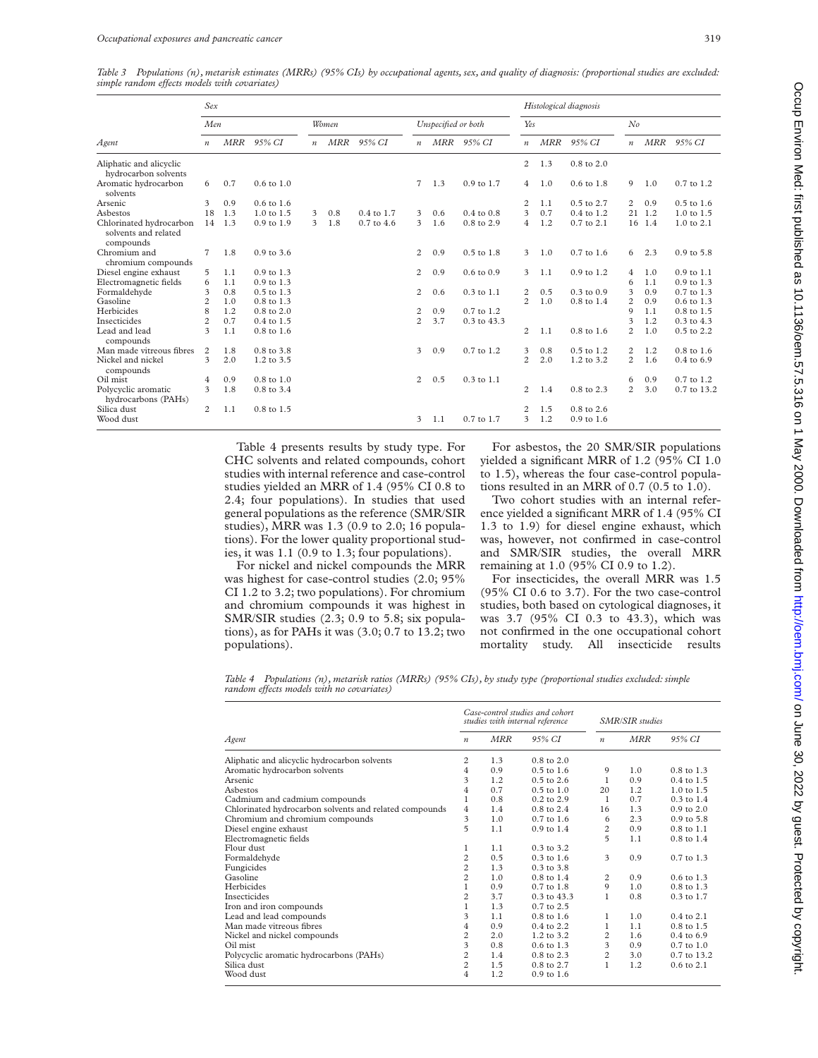*Table 3 Populations (n), metarisk estimates (MRRs) (95% CIs) by occupational agents, sex, and quality of diagnosis: (proportional studies are excluded: simple random effects models with covariates)*

| | Sex | | | | | | | | | Histological diagnosis | | | | | |
|---|---|---|---|---|---|---|---|---|---|---|---|---|---|---|---|
| | Men | | | Women | | | Unspecified or both | | | Yes | | | No | | |
| Agent | n | MRR | 95% CI | n | MRR | 95% CI | n | MRR | 95% CI | n | MRR | 95% CI | n | MRR | 95% CI |
| Aliphatic and alicyclic hydrocarbon solvents | | | | | | | | | | 2 | 1.3 | 0.8 to 2.0 | | | |
| Aromatic hydrocarbon solvents | 6 | 0.7 | 0.6 to 1.0 | | | | 7 | 1.3 | 0.9 to 1.7 | 4 | 1.0 | 0.6 to 1.8 | 9 | 1.0 | 0.7 to 1.2 |
| Arsenic | 3 | 0.9 | 0.6 to 1.6 | | | | | | | 2 | 1.1 | 0.5 to 2.7 | 2 | 0.9 | 0.5 to 1.6 |
| Asbestos | 18 | 1.3 | 1.0 to 1.5 | 3 | 0.8 | 0.4 to 1.7 | 3 | 0.6 | 0.4 to 0.8 | 3 | 0.7 | 0.4 to 1.2 | 21 | 1.2 | 1.0 to 1.5 |
| Chlorinated hydrocarbon solvents and related compounds | 14 | 1.3 | 0.9 to 1.9 | 3 | 1.8 | 0.7 to 4.6 | 3 | 1.6 | 0.8 to 2.9 | 4 | 1.2 | 0.7 to 2.1 | 16 | 1.4 | 1.0 to 2.1 |
| Chromium and chromium compounds | 7 | 1.8 | 0.9 to 3.6 | | | | 2 | 0.9 | 0.5 to 1.8 | 3 | 1.0 | 0.7 to 1.6 | 6 | 2.3 | 0.9 to 5.8 |
| Diesel engine exhaust | 5 | 1.1 | 0.9 to 1.3 | | | | 2 | 0.9 | 0.6 to 0.9 | 3 | 1.1 | 0.9 to 1.2 | 4 | 1.0 | 0.9 to 1.1 |
| Electromagnetic fields | 6 | 1.1 | 0.9 to 1.3 | | | | | | | | | | 6 | 1.1 | 0.9 to 1.3 |
| Formaldehyde | 3 | 0.8 | 0.5 to 1.3 | | | | 2 | 0.6 | 0.3 to 1.1 | 2 | 0.5 | 0.3 to 0.9 | 3 | 0.9 | 0.7 to 1.3 |
| Gasoline | 2 | 1.0 | 0.8 to 1.3 | | | | | | | 2 | 1.0 | 0.8 to 1.4 | 2 | 0.9 | 0.6 to 1.3 |
| Herbicides | 8 | 1.2 | 0.8 to 2.0 | | | | 2 | 0.9 | 0.7 to 1.2 | | | | 9 | 1.1 | 0.8 to 1.5 |
| Insecticides | 2 | 0.7 | 0.4 to 1.5 | | | | 2 | 3.7 | 0.3 to 43.3 | | | | 3 | 1.2 | 0.3 to 4.3 |
| Lead and lead compounds | 3 | 1.1 | 0.8 to 1.6 | | | | | | | 2 | 1.1 | 0.8 to 1.6 | 2 | 1.0 | 0.5 to 2.2 |
| Man made vitreous fibres | 2 | 1.8 | 0.8 to 3.8 | | | | 3 | 0.9 | 0.7 to 1.2 | 3 | 0.8 | 0.5 to 1.2 | 2 | 1.2 | 0.8 to 1.6 |
| Nickel and nickel compounds | 3 | 2.0 | 1.2 to 3.5 | | | | | | | 2 | 2.0 | 1.2 to 3.2 | 2 | 1.6 | 0.4 to 6.9 |
| Oil mist | 4 | 0.9 | 0.8 to 1.0 | | | | 2 | 0.5 | 0.3 to 1.1 | | | | 6 | 0.9 | 0.7 to 1.2 |
| Polycyclic aromatic hydrocarbons (PAHs) | 3 | 1.8 | 0.8 to 3.4 | | | | | | | 2 | 1.4 | 0.8 to 2.3 | 2 | 3.0 | 0.7 to 13.2 |
| Silica dust | 2 | 1.1 | 0.8 to 1.5 | | | | | | | 2 | 1.5 | 0.8 to 2.6 | | | |
| Wood dust | | | | | | | 3 | 1.1 | 0.7 to 1.7 | 3 | 1.2 | 0.9 to 1.6 | | | |

Table 4 presents results by study type. For CHC solvents and related compounds, cohort studies with internal reference and case-control studies yielded an MRR of 1.4 (95% CI 0.8 to 2.4; four populations). In studies that used general populations as the reference (SMR/SIR studies), MRR was 1.3 (0.9 to 2.0; 16 populations). For the lower quality proportional studies, it was 1.1 (0.9 to 1.3; four populations).

For nickel and nickel compounds the MRR was highest for case-control studies (2.0; 95% CI 1.2 to 3.2; two populations). For chromium and chromium compounds it was highest in SMR/SIR studies (2.3; 0.9 to 5.8; six populations), as for PAHs it was (3.0; 0.7 to 13.2; two populations).

For asbestos, the 20 SMR/SIR populations yielded a significant MRR of 1.2 (95% CI 1.0 to 1.5), whereas the four case-control populations resulted in an MRR of 0.7 (0.5 to 1.0).

Two cohort studies with an internal reference yielded a significant MRR of 1.4 (95% CI 1.3 to 1.9) for diesel engine exhaust, which was, however, not confirmed in case-control and SMR/SIR studies, the overall MRR remaining at 1.0 (95% CI 0.9 to 1.2).

For insecticides, the overall MRR was 1.5 (95% CI 0.6 to 3.7). For the two case-control studies, both based on cytological diagnoses, it was 3.7 (95% CI 0.3 to 43.3), which was not confirmed in the one occupational cohort mortality study. All insecticide results

*Table 4 Populations (n), metarisk ratios (MRRs) (95% CIs), by study type (proportional studies excluded: simple random effects models with no covariates)*

| | Case-control studies and cohort studies with internal reference | | | SMR/SIR studies | | |
|---|---|---|---|---|---|---|
| Agent | n | MRR | 95% CI | n | MRR | 95% CI |
| Aliphatic and alicyclic hydrocarbon solvents | 2 | 1.3 | 0.8 to 2.0 | | | |
| Aromatic hydrocarbon solvents | 4 | 0.9 | 0.5 to 1.6 | 9 | 1.0 | 0.8 to 1.3 |
| Arsenic | 3 | 1.2 | 0.5 to 2.6 | 1 | 0.9 | 0.4 to 1.5 |
| Asbestos | 4 | 0.7 | 0.5 to 1.0 | 20 | 1.2 | 1.0 to 1.5 |
| Cadmium and cadmium compounds | 1 | 0.8 | 0.2 to 2.9 | 1 | 0.7 | 0.3 to 1.4 |
| Chlorinated hydrocarbon solvents and related compounds | 4 | 1.4 | 0.8 to 2.4 | 16 | 1.3 | 0.9 to 2.0 |
| Chromium and chromium compounds | 3 | 1.0 | 0.7 to 1.6 | 6 | 2.3 | 0.9 to 5.8 |
| Diesel engine exhaust | 5 | 1.1 | 0.9 to 1.4 | 2 | 0.9 | 0.8 to 1.1 |
| Electromagnetic fields | | | | 5 | 1.1 | 0.8 to 1.4 |
| Flour dust | 1 | 1.1 | 0.3 to 3.2 | | | |
| Formaldehyde | 2 | 0.5 | 0.3 to 1.6 | 3 | 0.9 | 0.7 to 1.3 |
| Fungicides | 2 | 1.3 | 0.3 to 3.8 | | | |
| Gasoline | 2 | 1.0 | 0.8 to 1.4 | 2 | 0.9 | 0.6 to 1.3 |
| Herbicides | 1 | 0.9 | 0.7 to 1.8 | 9 | 1.0 | 0.8 to 1.3 |
| Insecticides | 2 | 3.7 | 0.3 to 43.3 | 1 | 0.8 | 0.3 to 1.7 |
| Iron and iron compounds | 1 | 1.3 | 0.7 to 2.5 | | | |
| Lead and lead compounds | 3 | 1.1 | 0.8 to 1.6 | 1 | 1.0 | 0.4 to 2.1 |
| Man made vitreous fibres | 4 | 0.9 | 0.4 to 2.2 | 1 | 1.1 | 0.8 to 1.5 |
| Nickel and nickel compounds | 2 | 2.0 | 1.2 to 3.2 | 2 | 1.6 | 0.4 to 6.9 |
| Oil mist | 3 | 0.8 | 0.6 to 1.3 | 3 | 0.9 | 0.7 to 1.0 |
| Polycyclic aromatic hydrocarbons (PAHs) | 2 | 1.4 | 0.8 to 2.3 | 2 | 3.0 | 0.7 to 13.2 |
| Silica dust | 2 | 1.5 | 0.8 to 2.7 | 1 | 1.2 | 0.6 to 2.1 |
| Wood dust | 4 | 1.2 | 0.9 to 1.6 | | | |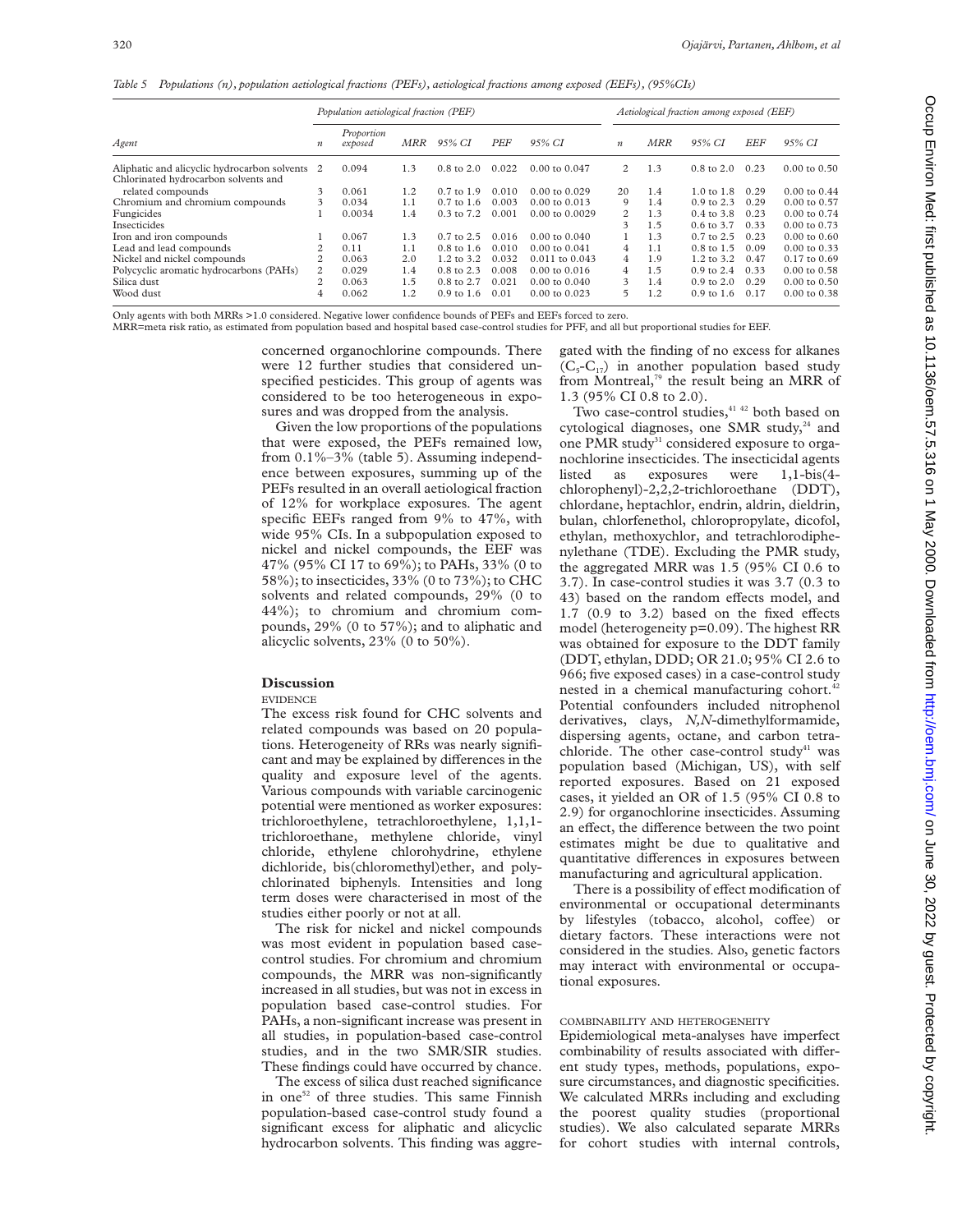*Table 5 Populations (n), population aetiological fractions (PEFs), aetiological fractions among exposed (EEFs), (95%CIs)*

| | Population aetiological fraction (PEF) | | | | | | Aetiological fraction among exposed (EEF) | | | | |
|---|---|---|---|---|---|---|---|---|---|---|---|
| *Agent* | *n* | *Proportion exposed* | *MRR* | *95% CI* | *PEF* | *95% CI* | *n* | *MRR* | *95% CI* | *EEF* | *95% CI* |
| Aliphatic and alicyclic hydrocarbon solvents | 2 | 0.094 | 1.3 | 0.8 to 2.0 | 0.022 | 0.00 to 0.047 | 2 | 1.3 | 0.8 to 2.0 | 0.23 | 0.00 to 0.50 |
| Chlorinated hydrocarbon solvents and related compounds | 3 | 0.061 | 1.2 | 0.7 to 1.9 | 0.010 | 0.00 to 0.029 | 20 | 1.4 | 1.0 to 1.8 | 0.29 | 0.00 to 0.44 |
| Chromium and chromium compounds | 3 | 0.034 | 1.1 | 0.7 to 1.6 | 0.003 | 0.00 to 0.013 | 9 | 1.4 | 0.9 to 2.3 | 0.29 | 0.00 to 0.57 |
| Fungicides | 1 | 0.0034 | 1.4 | 0.3 to 7.2 | 0.001 | 0.00 to 0.0029 | 2 | 1.3 | 0.4 to 3.8 | 0.23 | 0.00 to 0.74 |
| Insecticides | | | | | | | 3 | 1.5 | 0.6 to 3.7 | 0.33 | 0.00 to 0.73 |
| Iron and iron compounds | 1 | 0.067 | 1.3 | 0.7 to 2.5 | 0.016 | 0.00 to 0.040 | 1 | 1.3 | 0.7 to 2.5 | 0.23 | 0.00 to 0.60 |
| Lead and lead compounds | 2 | 0.11 | 1.1 | 0.8 to 1.6 | 0.010 | 0.00 to 0.041 | 4 | 1.1 | 0.8 to 1.5 | 0.09 | 0.00 to 0.33 |
| Nickel and nickel compounds | 2 | 0.063 | 2.0 | 1.2 to 3.2 | 0.032 | 0.011 to 0.043 | 4 | 1.9 | 1.2 to 3.2 | 0.47 | 0.17 to 0.69 |
| Polycyclic aromatic hydrocarbons (PAHs) | 2 | 0.029 | 1.4 | 0.8 to 2.3 | 0.008 | 0.00 to 0.016 | 4 | 1.5 | 0.9 to 2.4 | 0.33 | 0.00 to 0.58 |
| Silica dust | 2 | 0.063 | 1.5 | 0.8 to 2.7 | 0.021 | 0.00 to 0.040 | 3 | 1.4 | 0.9 to 2.0 | 0.29 | 0.00 to 0.50 |
| Wood dust | 4 | 0.062 | 1.2 | 0.9 to 1.6 | 0.01 | 0.00 to 0.023 | 5 | 1.2 | 0.9 to 1.6 | 0.17 | 0.00 to 0.38 |

Only agents with both MRRs >1.0 considered. Negative lower confidence bounds of PEFs and EEFs forced to zero.
MRR=meta risk ratio, as estimated from population based and hospital based case-control studies for PFF, and all but proportional studies for EEF.

concerned organochlorine compounds. There were 12 further studies that considered unspecified pesticides. This group of agents was considered to be too heterogeneous in exposures and was dropped from the analysis.

Given the low proportions of the populations that were exposed, the PEFs remained low, from 0.1%–3% (table 5). Assuming independence between exposures, summing up of the PEFs resulted in an overall aetiological fraction of 12% for workplace exposures. The agent specific EEFs ranged from 9% to 47%, with wide 95% CIs. In a subpopulation exposed to nickel and nickel compounds, the EEF was 47% (95% CI 17 to 69%); to PAHs, 33% (0 to 58%); to insecticides, 33% (0 to 73%); to CHC solvents and related compounds, 29% (0 to 44%); to chromium and chromium compounds, 29% (0 to 57%); and to aliphatic and alicyclic solvents, 23% (0 to 50%).

## Discussion

### EVIDENCE

The excess risk found for CHC solvents and related compounds was based on 20 populations. Heterogeneity of RRs was nearly significant and may be explained by differences in the quality and exposure level of the agents. Various compounds with variable carcinogenic potential were mentioned as worker exposures: trichloroethylene, tetrachloroethylene, 1,1,1-trichloroethane, methylene chloride, vinyl chloride, ethylene chlorohydrine, ethylene dichloride, bis(chloromethyl)ether, and polychlorinated biphenyls. Intensities and long term doses were characterised in most of the studies either poorly or not at all.

The risk for nickel and nickel compounds was most evident in population based case-control studies. For chromium and chromium compounds, the MRR was non-significantly increased in all studies, but was not in excess in population based case-control studies. For PAHs, a non-significant increase was present in all studies, in population-based case-control studies, and in the two SMR/SIR studies. These findings could have occurred by chance.

The excess of silica dust reached significance in one[52] of three studies. This same Finnish population-based case-control study found a significant excess for aliphatic and alicyclic hydrocarbon solvents. This finding was aggregated with the finding of no excess for alkanes ($C_5$-$C_{17}$) in another population based study from Montreal,[79] the result being an MRR of 1.3 (95% CI 0.8 to 2.0).

Two case-control studies,[41 42] both based on cytological diagnoses, one SMR study,[24] and one PMR study[31] considered exposure to organochlorine insecticides. The insecticidal agents listed as exposures were 1,1-bis(4-chlorophenyl)-2,2,2-trichloroethane (DDT), chlordane, heptachlor, endrin, aldrin, dieldrin, bulan, chlorfenethol, chloropropylate, dicofol, ethylan, methoxychlor, and tetrachlorodiphenylethane (TDE). Excluding the PMR study, the aggregated MRR was 1.5 (95% CI 0.6 to 3.7). In case-control studies it was 3.7 (0.3 to 43) based on the random effects model, and 1.7 (0.9 to 3.2) based on the fixed effects model (heterogeneity p=0.09). The highest RR was obtained for exposure to the DDT family (DDT, ethylan, DDD; OR 21.0; 95% CI 2.6 to 966; five exposed cases) in a case-control study nested in a chemical manufacturing cohort.[42] Potential confounders included nitrophenol derivatives, clays, *N,N*-dimethylformamide, dispersing agents, octane, and carbon tetrachloride. The other case-control study[41] was population based (Michigan, US), with self reported exposures. Based on 21 exposed cases, it yielded an OR of 1.5 (95% CI 0.8 to 2.9) for organochlorine insecticides. Assuming an effect, the difference between the two point estimates might be due to qualitative and quantitative differences in exposures between manufacturing and agricultural application.

There is a possibility of effect modification of environmental or occupational determinants by lifestyles (tobacco, alcohol, coffee) or dietary factors. These interactions were not considered in the studies. Also, genetic factors may interact with environmental or occupational exposures.

### COMBINABILITY AND HETEROGENEITY

Epidemiological meta-analyses have imperfect combinability of results associated with different study types, methods, populations, exposure circumstances, and diagnostic specificities. We calculated MRRs including and excluding the poorest quality studies (proportional studies). We also calculated separate MRRs for cohort studies with internal controls,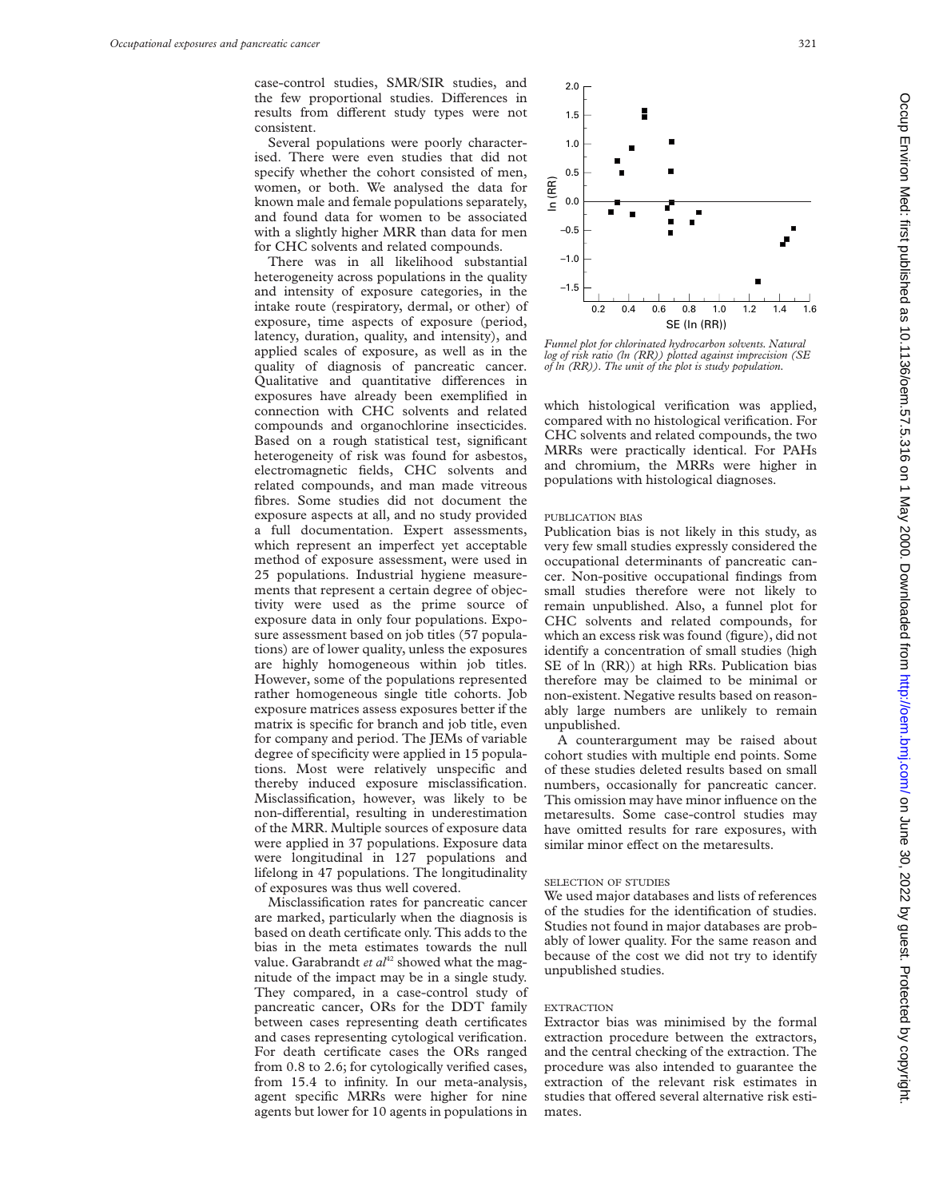case-control studies, SMR/SIR studies, and the few proportional studies. Differences in results from different study types were not consistent.

Several populations were poorly characterised. There were even studies that did not specify whether the cohort consisted of men, women, or both. We analysed the data for known male and female populations separately, and found data for women to be associated with a slightly higher MRR than data for men for CHC solvents and related compounds.

There was in all likelihood substantial heterogeneity across populations in the quality and intensity of exposure categories, in the intake route (respiratory, dermal, or other) of exposure, time aspects of exposure (period, latency, duration, quality, and intensity), and applied scales of exposure, as well as in the quality of diagnosis of pancreatic cancer. Qualitative and quantitative differences in exposures have already been exemplified in connection with CHC solvents and related compounds and organochlorine insecticides. Based on a rough statistical test, significant heterogeneity of risk was found for asbestos, electromagnetic fields, CHC solvents and related compounds, and man made vitreous fibres. Some studies did not document the exposure aspects at all, and no study provided a full documentation. Expert assessments, which represent an imperfect yet acceptable method of exposure assessment, were used in 25 populations. Industrial hygiene measurements that represent a certain degree of objectivity were used as the prime source of exposure data in only four populations. Exposure assessment based on job titles (57 populations) are of lower quality, unless the exposures are highly homogeneous within job titles. However, some of the populations represented rather homogeneous single title cohorts. Job exposure matrices assess exposures better if the matrix is specific for branch and job title, even for company and period. The JEMs of variable degree of specificity were applied in 15 populations. Most were relatively unspecific and thereby induced exposure misclassification. Misclassification, however, was likely to be non-differential, resulting in underestimation of the MRR. Multiple sources of exposure data were applied in 37 populations. Exposure data were longitudinal in 127 populations and lifelong in 47 populations. The longitudinality of exposures was thus well covered.

Misclassification rates for pancreatic cancer are marked, particularly when the diagnosis is based on death certificate only. This adds to the bias in the meta estimates towards the null value. Garabrandt *et al*[82] showed what the magnitude of the impact may be in a single study. They compared, in a case-control study of pancreatic cancer, ORs for the DDT family between cases representing death certificates and cases representing cytological verification. For death certificate cases the ORs ranged from 0.8 to 2.6; for cytologically verified cases, from 15.4 to infinity. In our meta-analysis, agent specific MRRs were higher for nine agents but lower for 10 agents in populations in which histological verification was applied, compared with no histological verification. For CHC solvents and related compounds, the two MRRs were practically identical. For PAHs and chromium, the MRRs were higher in populations with histological diagnoses.

ln (RR)
2.0
1.5
1.0
0.5
0.0
−0.5
−1.0
−1.5
0.2 0.4 0.6 0.8 1.0 1.2 1.4 1.6
SE (ln (RR))

*Funnel plot for chlorinated hydrocarbon solvents. Natural log of risk ratio (ln (RR)) plotted against imprecision (SE of ln (RR)). The unit of the plot is study population.*

### PUBLICATION BIAS

Publication bias is not likely in this study, as very few small studies expressly considered the occupational determinants of pancreatic cancer. Non-positive occupational findings from small studies therefore were not likely to remain unpublished. Also, a funnel plot for CHC solvents and related compounds, for which an excess risk was found (figure), did not identify a concentration of small studies (high SE of ln (RR)) at high RRs. Publication bias therefore may be claimed to be minimal or non-existent. Negative results based on reasonably large numbers are unlikely to remain unpublished.

A counterargument may be raised about cohort studies with multiple end points. Some of these studies deleted results based on small numbers, occasionally for pancreatic cancer. This omission may have minor influence on the metaresults. Some case-control studies may have omitted results for rare exposures, with similar minor effect on the metaresults.

### SELECTION OF STUDIES

We used major databases and lists of references of the studies for the identification of studies. Studies not found in major databases are probably of lower quality. For the same reason and because of the cost we did not try to identify unpublished studies.

### EXTRACTION

Extractor bias was minimised by the formal extraction procedure between the extractors, and the central checking of the extraction. The procedure was also intended to guarantee the extraction of the relevant risk estimates in studies that offered several alternative risk estimates.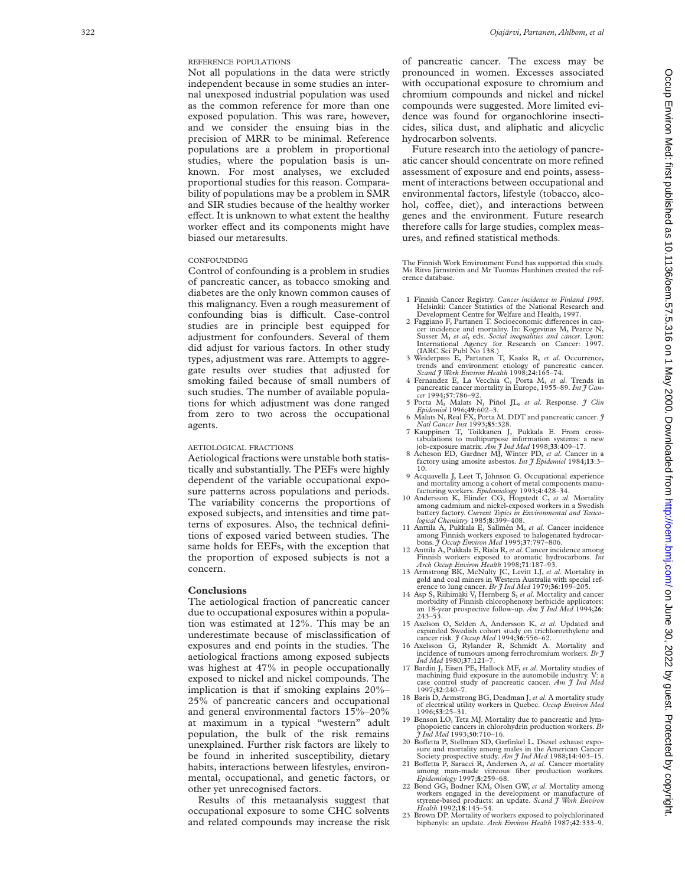REFERENCE POPULATIONS

Not all populations in the data were strictly independent because in some studies an internal unexposed industrial population was used as the common reference for more than one exposed population. This was rare, however, and we consider the ensuing bias in the precision of MRR to be minimal. Reference populations are a problem in proportional studies, where the population basis is unknown. For most analyses, we excluded proportional studies for this reason. Comparability of populations may be a problem in SMR and SIR studies because of the healthy worker effect. It is unknown to what extent the healthy worker effect and its components might have biased our metaresults.

CONFOUNDING

Control of confounding is a problem in studies of pancreatic cancer, as tobacco smoking and diabetes are the only known common causes of this malignancy. Even a rough measurement of confounding bias is difficult. Case-control studies are in principle best equipped for adjustment for confounders. Several of them did adjust for various factors. In other study types, adjustment was rare. Attempts to aggregate results over studies that adjusted for smoking failed because of small numbers of such studies. The number of available populations for which adjustment was done ranged from zero to two across the occupational agents.

AETIOLOGICAL FRACTIONS

Aetiological fractions were unstable both statistically and substantially. The PEFs were highly dependent of the variable occupational exposure patterns across populations and periods. The variability concerns the proportions of exposed subjects, and intensities and time patterns of exposures. Also, the technical definitions of exposed varied between studies. The same holds for EEFs, with the exception that the proportion of exposed subjects is not a concern.

## Conclusions

The aetiological fraction of pancreatic cancer due to occupational exposures within a population was estimated at 12%. This may be an underestimate because of misclassification of exposures and end points in the studies. The aetiological fractions among exposed subjects was highest at 47% in people occupationally exposed to nickel and nickel compounds. The implication is that if smoking explains 20%–25% of pancreatic cancers and occupational and general environmental factors 15%–20% at maximum in a typical "western" adult population, the bulk of the risk remains unexplained. Further risk factors are likely to be found in inherited susceptibility, dietary habits, interactions between lifestyles, environmental, occupational, and genetic factors, or other yet unrecognised factors.

Results of this metaanalysis suggest that occupational exposure to some CHC solvents and related compounds may increase the risk of pancreatic cancer. The excess may be pronounced in women. Excesses associated with occupational exposure to chromium and chromium compounds and nickel and nickel compounds were suggested. More limited evidence was found for organochlorine insecticides, silica dust, and aliphatic and alicyclic hydrocarbon solvents.

Future research into the aetiology of pancreatic cancer should concentrate on more refined assessment of exposure and end points, assessment of interactions between occupational and environmental factors, lifestyle (tobacco, alcohol, coffee, diet), and interactions between genes and the environment. Future research therefore calls for large studies, complex measures, and refined statistical methods.

The Finnish Work Environment Fund has supported this study. Ms Ritva Järnström and Mr Tuomas Hanhinen created the reference database.

1. Finnish Cancer Registry. *Cancer incidence in Finland 1995.* Helsinki: Cancer Statistics of the National Research and Development Centre for Welfare and Health, 1997.
2. Faggiano F, Partanen T. Socioeconomic differences in cancer incidence and mortality. In: Kogevinas M, Pearce N, Susser M, *et al*, eds. *Social inequalities and cancer*. Lyon: International Agency for Research on Cancer: 1997. (IARC Sci Publ No 138.)
3. Weiderpass E, Partanen T, Kaaks R, *et al*. Occurrence, trends and environment etiology of pancreatic cancer. *Scand J Work Environ Health* 1998;**24**:165–74.
4. Fernandez E, La Vecchia C, Porta M, *et al*. Trends in pancreatic cancer mortality in Europe, 1955–89. *Int J Cancer* 1994;**57**:786–92.
5. Porta M, Malats N, Piñol JL, *et al*. Response. *J Clin Epidemiol* 1996;**49**:602–3.
6. Malats N, Real FX, Porta M. DDT and pancreatic cancer. *J Natl Cancer Inst* 1993;**85**:328.
7. Kauppinen T, Toikkanen J, Pukkala E. From cross-tabulations to multipurpose information systems: a new job-exposure matrix. *Am J Ind Med* 1998;**33**:409–17.
8. Acheson ED, Gardner MJ, Winter PD, *et al*. Cancer in a factory using amosite asbestos. *Int J Epidemiol* 1984;**13**:3–10.
9. Acquavella J, Leet T, Johnson G. Occupational experience and mortality among a cohort of metal components manufacturing workers. *Epidemiology* 1993;**4**:428–34.
10. Andersson K, Elinder CG, Hogstedt C, *et al*. Mortality among cadmium and nickel-exposed workers in a Swedish battery factory. *Current Topics in Environmental and Toxicological Chemistry* 1985;**8**:399–408.
11. Anttila A, Pukkala E, Sallmén M, *et al*. Cancer incidence among Finnish workers exposed to halogenated hydrocarbons. *J Occup Environ Med* 1995;**37**:797–806.
12. Anttila A, Pukkala E, Riala R, *et al*. Cancer incidence among Finnish workers exposed to aromatic hydrocarbons. *Int Arch Occup Environ Health* 1998;**71**:187–93.
13. Armstrong BK, McNulty JC, Levitt LJ, *et al*. Mortality in gold and coal miners in Western Australia with special reference to lung cancer. *Br J Ind Med* 1979;**36**:199–205.
14. Asp S, Riihimäki V, Hernberg S, *et al*. Mortality and cancer morbidity of Finnish chlorophenoxy herbicide applicators: an 18-year prospective follow-up. *Am J Ind Med* 1994;**26**: 243–53.
15. Axelson O, Selden A, Andersson K, *et al*. Updated and expanded Swedish cohort study on trichloroethylene and cancer risk. *J Occup Med* 1994;**36**:556–62.
16. Axelsson G, Rylander R, Schmidt A. Mortality and incidence of tumours among ferrochromium workers. *Br J Ind Med* 1980;**37**:121–7.
17. Bardin J, Eisen PE, Hallock MF, *et al*. Mortality studies of machining fluid exposure in the automobile industry. V: a case control study of pancreatic cancer. *Am J Ind Med* 1997;**32**:240–7.
18. Baris D, Armstrong BG, Deadman J, *et al*. A mortality study of electrical utility workers in Quebec. *Occup Environ Med* 1996;**53**:25–31.
19. Benson LO, Teta MJ. Mortality due to pancreatic and lymphopoietic cancers in chlorohydrin production workers. *Br J Ind Med* 1993;**50**:710–16.
20. Boffetta P, Stellman SD, Garfinkel L. Diesel exhaust exposure and mortality among males in the American Cancer Society prospective study. *Am J Ind Med* 1988;**14**:403–15.
21. Boffetta P, Saracci R, Andersen A, *et al.* Cancer mortality among man-made vitreous fiber production workers. *Epidemiology* 1997;**8**:259–68.
22. Bond GG, Bodner KM, Olsen GW, *et al*. Mortality among workers engaged in the development or manufacture of styrene-based products: an update. *Scand J Work Environ Health* 1992;**18**:145–54.
23. Brown DP. Mortality of workers exposed to polychlorinated biphenyls: an update. *Arch Environ Health* 1987;**42**:333–9.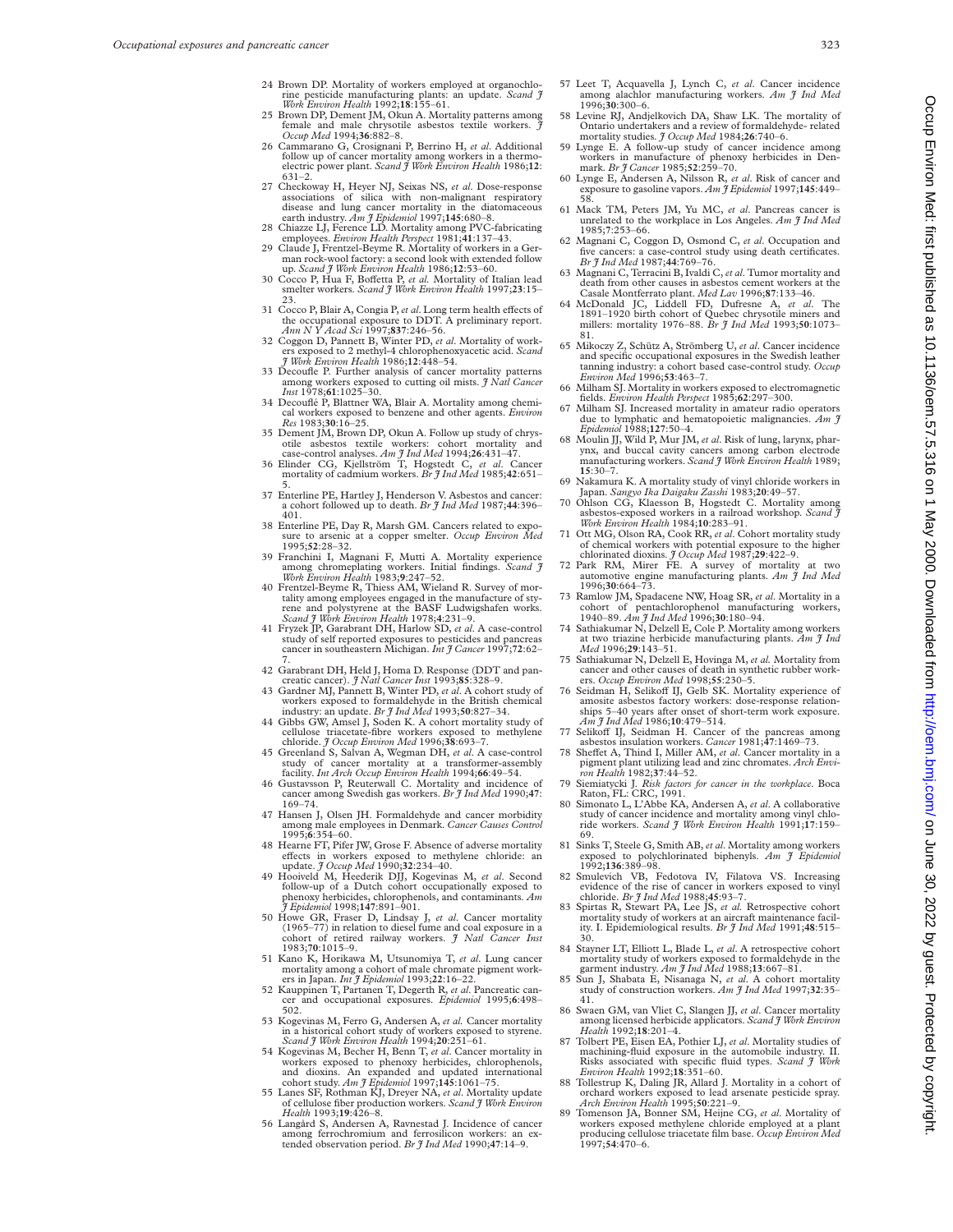24 Brown DP. Mortality of workers employed at organochlorine pesticide manufacturing plants: an update. *Scand J Work Environ Health* 1992;**18**:155–61.

25 Brown DP, Dement JM, Okun A. Mortality patterns among female and male chrysotile asbestos textile workers. *J Occup Med* 1994;**36**:882–8.

26 Cammarano G, Crosignani P, Berrino H, *et al*. Additional follow up of cancer mortality among workers in a thermoelectric power plant. *Scand J Work Environ Health* 1986;**12**: 631–2.

27 Checkoway H, Heyer NJ, Seixas NS, *et al*. Dose-response associations of silica with non-malignant respiratory disease and lung cancer mortality in the diatomaceous earth industry. *Am J Epidemiol* 1997;**145**:680–8.

28 Chiazze LJ, Ference LD. Mortality among PVC-fabricating employees. *Environ Health Perspect* 1981;**41**:137–43.

29 Claude J, Frentzel-Beyme R. Mortality of workers in a German rock-wool factory: a second look with extended follow up. *Scand J Work Environ Health* 1986;**12**:53–60.

30 Cocco P, Hua F, Boffetta P, *et al*. Mortality of Italian lead smelter workers. *Scand J Work Environ Health* 1997;**23**:15–23.

31 Cocco P, Blair A, Congia P, *et al*. Long term health effects of the occupational exposure to DDT. A preliminary report. *Ann N Y Acad Sci* 1997;**837**:246–56.

32 Coggon D, Pannett B, Winter PD, *et al*. Mortality of workers exposed to 2 methyl-4 chlorophenoxyacetic acid. *Scand J Work Environ Health* 1986;**12**:448–54.

33 Decoufle P. Further analysis of cancer mortality patterns among workers exposed to cutting oil mists. *J Natl Cancer Inst* 1978;**61**:1025–30.

34 Decouflé P, Blattner WA, Blair A. Mortality among chemical workers exposed to benzene and other agents. *Environ Res* 1983;**30**:16–25.

35 Dement JM, Brown DP, Okun A. Follow up study of chrysotile asbestos textile workers: cohort mortality and case-control analyses. *Am J Ind Med* 1994;**26**:431–47.

36 Elinder CG, Kjellström T, Hogstedt C, *et al*. Cancer mortality of cadmium workers. *Br J Ind Med* 1985;**42**:651–5.

37 Enterline PE, Hartley J, Henderson V. Asbestos and cancer: a cohort followed up to death. *Br J Ind Med* 1987;**44**:396–401.

38 Enterline PE, Day R, Marsh GM. Cancers related to exposure to arsenic at a copper smelter. *Occup Environ Med* 1995;**52**:28–32.

39 Franchini I, Magnani F, Mutti A. Mortality experience among chromeplating workers. Initial findings. *Scand J Work Environ Health* 1983;**9**:247–52.

40 Frentzel-Beyme R, Thiess AM, Wieland R. Survey of mortality among employees engaged in the manufacture of styrene and polystyrene at the BASF Ludwigshafen works. *Scand J Work Environ Health* 1978;**4**:231–9.

41 Fryzek JP, Garabrant DH, Harlow SD, *et al*. A case-control study of self reported exposures to pesticides and pancreas cancer in southeastern Michigan. *Int J Cancer* 1997;**72**:62–7.

42 Garabrant DH, Held J, Homa D. Response (DDT and pancreatic cancer). *J Natl Cancer Inst* 1993;**85**:328–9.

43 Gardner MJ, Pannett B, Winter PD, *et al*. A cohort study of workers exposed to formaldehyde in the British chemical industry: an update. *Br J Ind Med* 1993;**50**:827–34.

44 Gibbs GW, Amsel J, Soden K. A cohort mortality study of cellulose triacetate-fibre workers exposed to methylene chloride. *J Occup Environ Med* 1996;**38**:693–7.

45 Greenland S, Salvan A, Wegman DH, *et al*. A case-control study of cancer mortality at a transformer-assembly facility. *Int Arch Occup Environ Health* 1994;**66**:49–54.

46 Gustavsson P, Reuterwall C. Mortality and incidence of cancer among Swedish gas workers. *Br J Ind Med* 1990;**47**: 169–74.

47 Hansen J, Olsen JH. Formaldehyde and cancer morbidity among male employees in Denmark. *Cancer Causes Control* 1995;**6**:354–60.

48 Hearne FT, Pifer JW, Grose F. Absence of adverse mortality effects in workers exposed to methylene chloride: an update. *J Occup Med* 1990;**32**:234–40.

49 Hooiveld M, Heederik DJJ, Kogevinas M, *et al*. Second follow-up of a Dutch cohort occupationally exposed to phenoxy herbicides, chlorophenols, and contaminants. *Am J Epidemiol* 1998;**147**:891–901.

50 Howe GR, Fraser D, Lindsay J, *et al*. Cancer mortality (1965–77) in relation to diesel fume and coal exposure in a cohort of retired railway workers. *J Natl Cancer Inst* 1983;**70**:1015–9.

51 Kano K, Horikawa M, Utsunomiya T, *et al*. Lung cancer mortality among a cohort of male chromate pigment workers in Japan. *Int J Epidemiol* 1993;**22**:16–22.

52 Kauppinen T, Partanen T, Degerth R, *et al*. Pancreatic cancer and occupational exposures. *Epidemiol* 1995;**6**:498–502.

53 Kogevinas M, Ferro G, Andersen A, *et al*. Cancer mortality in a historical cohort study of workers exposed to styrene. *Scand J Work Environ Health* 1994;**20**:251–61.

54 Kogevinas M, Becher H, Benn T, *et al*. Cancer mortality in workers exposed to phenoxy herbicides, chlorophenols, and dioxins. An expanded and updated international cohort study. *Am J Epidemiol* 1997;**145**:1061–75.

55 Lanes SF, Rothman KJ, Dreyer NA, *et al*. Mortality update of cellulose fiber production workers. *Scand J Work Environ Health* 1993;**19**:426–8.

56 Langård S, Andersen A, Ravnestad J. Incidence of cancer among ferrochromium and ferrosilicon workers: an extended observation period. *Br J Ind Med* 1990;**47**:14–9.

57 Leet T, Acquavella J, Lynch C, *et al*. Cancer incidence among alachlor manufacturing workers. *Am J Ind Med* 1996;**30**:300–6.

58 Levine RJ, Andjelkovich DA, Shaw LK. The mortality of Ontario undertakers and a review of formaldehyde- related mortality studies. *J Occup Med* 1984;**26**:740–6.

59 Lynge E. A follow-up study of cancer incidence among workers in manufacture of phenoxy herbicides in Denmark. *Br J Cancer* 1985;**52**:259–70.

60 Lynge E, Andersen A, Nilsson R, *et al*. Risk of cancer and exposure to gasoline vapors. *Am J Epidemiol* 1997;**145**:449–58.

61 Mack TM, Peters JM, Yu MC, *et al*. Pancreas cancer is unrelated to the workplace in Los Angeles. *Am J Ind Med* 1985;**7**:253–66.

62 Magnani C, Coggon D, Osmond C, *et al*. Occupation and five cancers: a case-control study using death certificates. *Br J Ind Med* 1987;**44**:769–76.

63 Magnani C, Terracini B, Ivaldi C, *et al*. Tumor mortality and death from other causes in asbestos cement workers at the Casale Montferrato plant. *Med Lav* 1996;**87**:133–46.

64 McDonald JC, Liddell FD, Dufresne A, *et al*. The 1891–1920 birth cohort of Quebec chrysotile miners and millers: mortality 1976–88. *Br J Ind Med* 1993;**50**:1073–81.

65 Mikoczy Z, Schütz A, Strömberg U, *et al*. Cancer incidence and specific occupational exposures in the Swedish leather tanning industry: a cohort based case-control study. *Occup Environ Med* 1996;**53**:463–7.

66 Milham SJ. Mortality in workers exposed to electromagnetic fields. *Environ Health Perspect* 1985;**62**:297–300.

67 Milham SJ. Increased mortality in amateur radio operators due to lymphatic and hematopoietic malignancies. *Am J Epidemiol* 1988;**127**:50–4.

68 Moulin JJ, Wild P, Mur JM, *et al*. Risk of lung, larynx, pharynx, and buccal cavity cancers among carbon electrode manufacturing workers. *Scand J Work Environ Health* 1989; **15**:30–7.

69 Nakamura K. A mortality study of vinyl chloride workers in Japan. *Sangyo Ika Daigaku Zasshi* 1983;**20**:49–57.

70 Ohlson CG, Klaesson B, Hogstedt C. Mortality among asbestos-exposed workers in a railroad workshop. *Scand J Work Environ Health* 1984;**10**:283–91.

71 Ott MG, Olson RA, Cook RR, *et al*. Cohort mortality study of chemical workers with potential exposure to the higher chlorinated dioxins. *J Occup Med* 1987;**29**:422–9.

72 Park RM, Mirer FE. A survey of mortality at two automotive engine manufacturing plants. *Am J Ind Med* 1996;**30**:664–73.

73 Ramlow JM, Spadacene NW, Hoag SR, *et al*. Mortality in a cohort of pentachlorophenol manufacturing workers, 1940–89. *Am J Ind Med* 1996;**30**:180–94.

74 Sathiakumar N, Delzell E, Cole P. Mortality among workers at two triazine herbicide manufacturing plants. *Am J Ind Med* 1996;**29**:143–51.

75 Sathiakumar N, Delzell E, Hovinga M, *et al*. Mortality from cancer and other causes of death in synthetic rubber workers. *Occup Environ Med* 1998;**55**:230–5.

76 Seidman H, Selikoff IJ, Gelb SK. Mortality experience of amosite asbestos factory workers: dose-response relationships 5–40 years after onset of short-term work exposure. *Am J Ind Med* 1986;**10**:479–514.

77 Selikoff IJ, Seidman H. Cancer of the pancreas among asbestos insulation workers. *Cancer* 1981;**47**:1469–73.

78 Sheffet A, Thind I, Miller AM, *et al*. Cancer mortality in a pigment plant utilizing lead and zinc chromates. *Arch Environ Health* 1982;**37**:44–52.

79 Siemiatycki J. *Risk factors for cancer in the workplace*. Boca Raton, FL: CRC, 1991.

80 Simonato L, L'Abbe KA, Andersen A, *et al*. A collaborative study of cancer incidence and mortality among vinyl chloride workers. *Scand J Work Environ Health* 1991;**17**:159–69.

81 Sinks T, Steele G, Smith AB, *et al*. Mortality among workers exposed to polychlorinated biphenyls. *Am J Epidemiol* 1992;**136**:389–98.

82 Smulevich VB, Fedotova IV, Filatova VS. Increasing evidence of the rise of cancer in workers exposed to vinyl chloride. *Br J Ind Med* 1988;**45**:93–7.

83 Spirtas R, Stewart PA, Lee JS, *et al*. Retrospective cohort mortality study of workers at an aircraft maintenance facility. I. Epidemiological results. *Br J Ind Med* 1991;**48**:515–30.

84 Stayner LT, Elliott L, Blade L, *et al*. A retrospective cohort mortality study of workers exposed to formaldehyde in the garment industry. *Am J Ind Med* 1988;**13**:667–81.

85 Sun J, Shabata E, Nisanaga N, *et al*. A cohort mortality study of construction workers. *Am J Ind Med* 1997;**32**:35–41.

86 Swaen GM, van Vliet C, Slangen JJ, *et al*. Cancer mortality among licensed herbicide applicators. *Scand J Work Environ Health* 1992;**18**:201–4.

87 Tolbert PE, Eisen EA, Pothier LJ, *et al*. Mortality studies of machining-fluid exposure in the automobile industry. II. Risks associated with specific fluid types. *Scand J Work Environ Health* 1992;**18**:351–60.

88 Tollestrup K, Daling JR, Allard J. Mortality in a cohort of orchard workers exposed to lead arsenate pesticide spray. *Arch Environ Health* 1995;**50**:221–9.

89 Tomenson JA, Bonner SM, Heijne CG, *et al*. Mortality of workers exposed methylene chloride employed at a plant producing cellulose triacetate film base. *Occup Environ Med* 1997;**54**:470–6.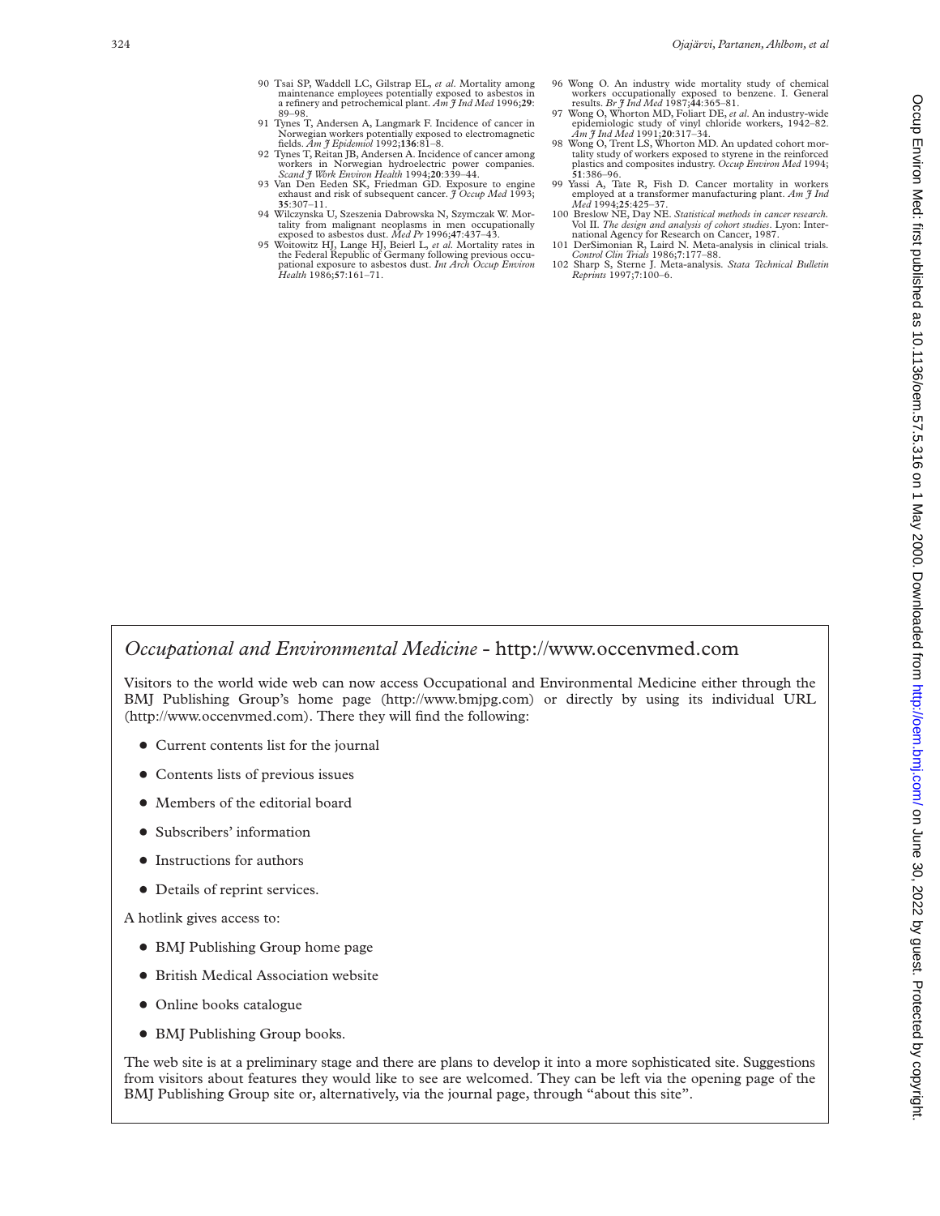90 Tsai SP, Waddell LC, Gilstrap EL, *et al*. Mortality among maintenance employees potentially exposed to asbestos in a refinery and petrochemical plant. *Am J Ind Med* 1996;**29**: 89–98.

91 Tynes T, Andersen A, Langmark F. Incidence of cancer in Norwegian workers potentially exposed to electromagnetic fields. *Am J Epidemiol* 1992;**136**:81–8.

92 Tynes T, Reitan JB, Andersen A. Incidence of cancer among workers in Norwegian hydroelectric power companies. *Scand J Work Environ Health* 1994;**20**:339–44.

93 Van Den Eeden SK, Friedman GD. Exposure to engine exhaust and risk of subsequent cancer. *J Occup Med* 1993; **35**:307–11.

94 Wilczynska U, Szeszenia Dabrowska N, Szymczak W. Mortality from malignant neoplasms in men occupationally exposed to asbestos dust. *Med Pr* 1996;**47**:437–43.

95 Woitowitz HJ, Lange HJ, Beierl L, *et al*. Mortality rates in the Federal Republic of Germany following previous occupational exposure to asbestos dust. *Int Arch Occup Environ Health* 1986;**57**:161–71.

96 Wong O. An industry wide mortality study of chemical workers occupationally exposed to benzene. I. General results. *Br J Ind Med* 1987;**44**:365–81.

97 Wong O, Whorton MD, Foliart DE, *et al*. An industry-wide epidemiologic study of vinyl chloride workers, 1942–82. *Am J Ind Med* 1991;**20**:317–34.

98 Wong O, Trent LS, Whorton MD. An updated cohort mortality study of workers exposed to styrene in the reinforced plastics and composites industry. *Occup Environ Med* 1994; **51**:386–96.

99 Yassi A, Tate R, Fish D. Cancer mortality in workers employed at a transformer manufacturing plant. *Am J Ind Med* 1994;**25**:425–37.

100 Breslow NE, Day NE. *Statistical methods in cancer research.* Vol II. *The design and analysis of cohort studies*. Lyon: International Agency for Research on Cancer, 1987.

101 DerSimonian R, Laird N. Meta-analysis in clinical trials. *Control Clin Trials* 1986;**7**:177–88.

102 Sharp S, Sterne J. Meta-analysis. *Stata Technical Bulletin Reprints* 1997;**7**:100–6.

## *Occupational and Environmental Medicine* - http://www.occenvmed.com

Visitors to the world wide web can now access Occupational and Environmental Medicine either through the BMJ Publishing Group's home page (http://www.bmjpg.com) or directly by using its individual URL (http://www.occenvmed.com). There they will find the following:

- Current contents list for the journal
- Contents lists of previous issues
- Members of the editorial board
- Subscribers' information
- Instructions for authors
- Details of reprint services.

A hotlink gives access to:

- BMJ Publishing Group home page
- British Medical Association website
- Online books catalogue
- BMJ Publishing Group books.

The web site is at a preliminary stage and there are plans to develop it into a more sophisticated site. Suggestions from visitors about features they would like to see are welcomed. They can be left via the opening page of the BMJ Publishing Group site or, alternatively, via the journal page, through "about this site".